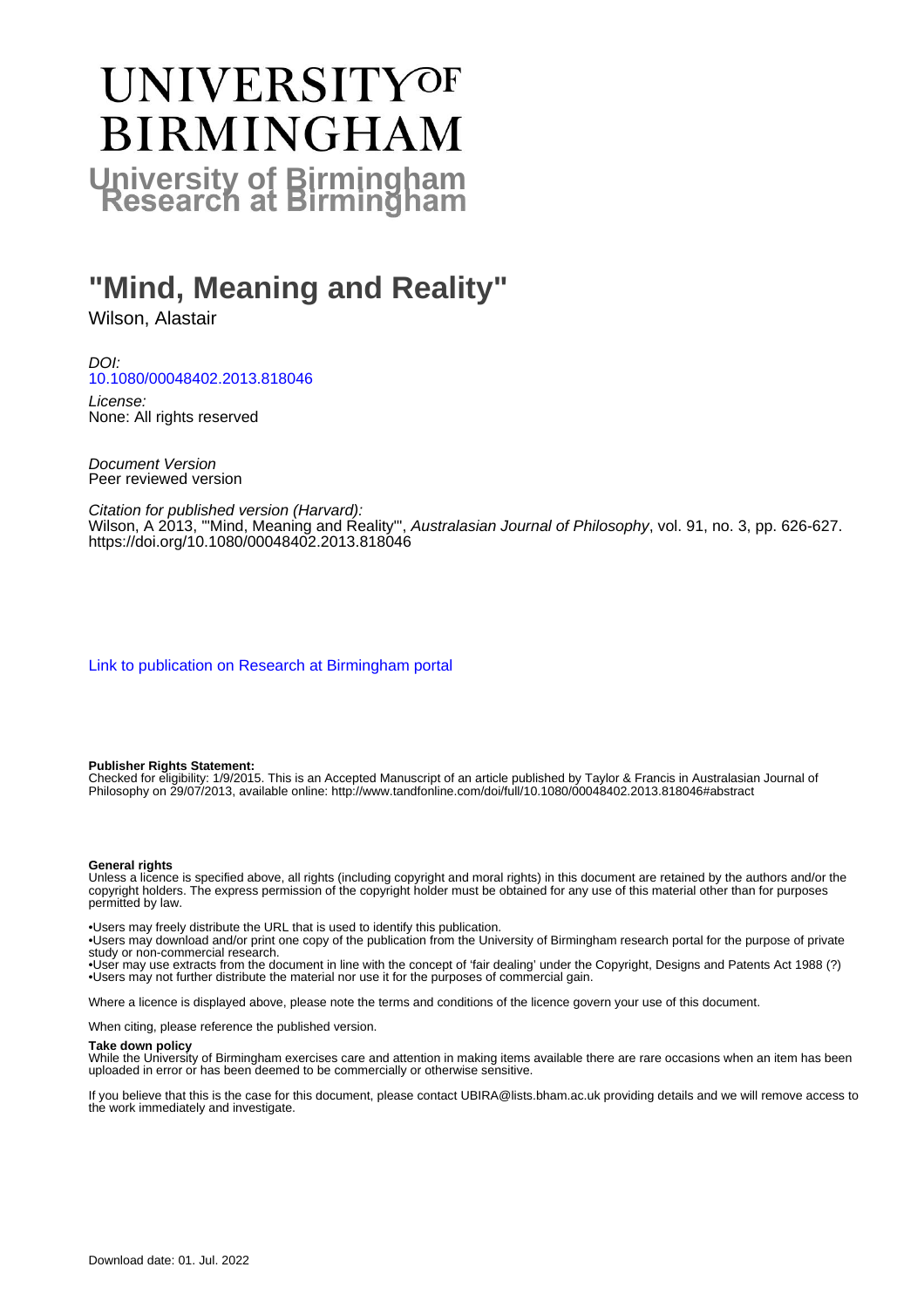# UNIVERSITY OF BIRMINGHAM

## University of Birmingham Research at Birmingham

# "Mind, Meaning and Reality"

Wilson, Alastair

*DOI:*
10.1080/00048402.2013.818046

*License:*
None: All rights reserved

*Document Version*
Peer reviewed version

*Citation for published version (Harvard):*
Wilson, A 2013, '"Mind, Meaning and Reality"', *Australasian Journal of Philosophy*, vol. 91, no. 3, pp. 626-627. https://doi.org/10.1080/00048402.2013.818046

Link to publication on Research at Birmingham portal

**Publisher Rights Statement:**
Checked for eligibility: 1/9/2015. This is an Accepted Manuscript of an article published by Taylor & Francis in Australasian Journal of Philosophy on 29/07/2013, available online: http://www.tandfonline.com/doi/full/10.1080/00048402.2013.818046#abstract

**General rights**
Unless a licence is specified above, all rights (including copyright and moral rights) in this document are retained by the authors and/or the copyright holders. The express permission of the copyright holder must be obtained for any use of this material other than for purposes permitted by law.

•Users may freely distribute the URL that is used to identify this publication.
•Users may download and/or print one copy of the publication from the University of Birmingham research portal for the purpose of private study or non-commercial research.
•User may use extracts from the document in line with the concept of 'fair dealing' under the Copyright, Designs and Patents Act 1988 (?)
•Users may not further distribute the material nor use it for the purposes of commercial gain.

Where a licence is displayed above, please note the terms and conditions of the licence govern your use of this document.

When citing, please reference the published version.

**Take down policy**
While the University of Birmingham exercises care and attention in making items available there are rare occasions when an item has been uploaded in error or has been deemed to be commercially or otherwise sensitive.

If you believe that this is the case for this document, please contact UBIRA@lists.bham.ac.uk providing details and we will remove access to the work immediately and investigate.

Download date: 01. Jul. 2022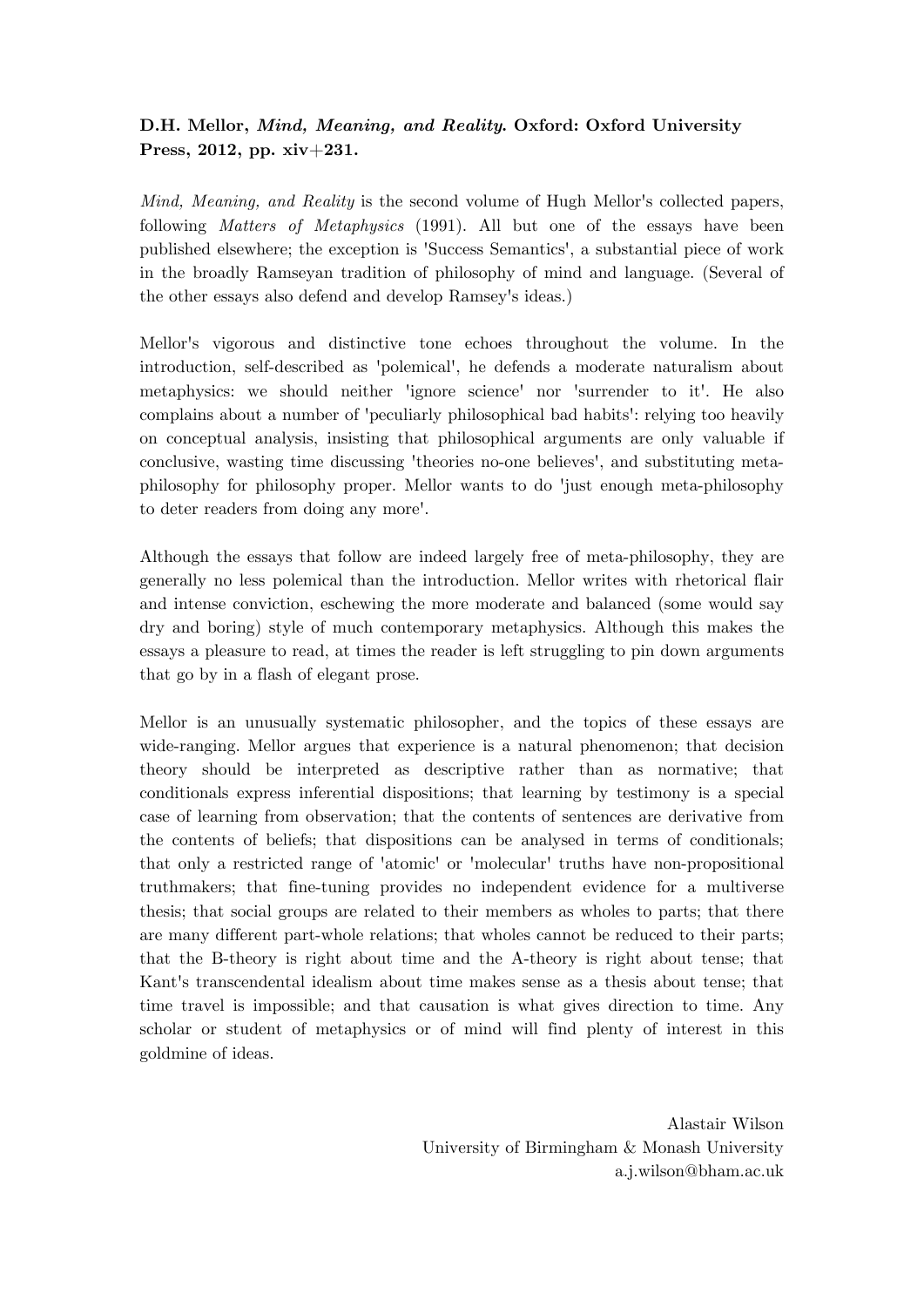**D.H. Mellor, *Mind, Meaning, and Reality*. Oxford: Oxford University Press, 2012, pp. xiv+231.**

*Mind, Meaning, and Reality* is the second volume of Hugh Mellor's collected papers, following *Matters of Metaphysics* (1991). All but one of the essays have been published elsewhere; the exception is 'Success Semantics', a substantial piece of work in the broadly Ramseyan tradition of philosophy of mind and language. (Several of the other essays also defend and develop Ramsey's ideas.)

Mellor's vigorous and distinctive tone echoes throughout the volume. In the introduction, self-described as 'polemical', he defends a moderate naturalism about metaphysics: we should neither 'ignore science' nor 'surrender to it'. He also complains about a number of 'peculiarly philosophical bad habits': relying too heavily on conceptual analysis, insisting that philosophical arguments are only valuable if conclusive, wasting time discussing 'theories no-one believes', and substituting meta-philosophy for philosophy proper. Mellor wants to do 'just enough meta-philosophy to deter readers from doing any more'.

Although the essays that follow are indeed largely free of meta-philosophy, they are generally no less polemical than the introduction. Mellor writes with rhetorical flair and intense conviction, eschewing the more moderate and balanced (some would say dry and boring) style of much contemporary metaphysics. Although this makes the essays a pleasure to read, at times the reader is left struggling to pin down arguments that go by in a flash of elegant prose.

Mellor is an unusually systematic philosopher, and the topics of these essays are wide-ranging. Mellor argues that experience is a natural phenomenon; that decision theory should be interpreted as descriptive rather than as normative; that conditionals express inferential dispositions; that learning by testimony is a special case of learning from observation; that the contents of sentences are derivative from the contents of beliefs; that dispositions can be analysed in terms of conditionals; that only a restricted range of 'atomic' or 'molecular' truths have non-propositional truthmakers; that fine-tuning provides no independent evidence for a multiverse thesis; that social groups are related to their members as wholes to parts; that there are many different part-whole relations; that wholes cannot be reduced to their parts; that the B-theory is right about time and the A-theory is right about tense; that Kant's transcendental idealism about time makes sense as a thesis about tense; that time travel is impossible; and that causation is what gives direction to time. Any scholar or student of metaphysics or of mind will find plenty of interest in this goldmine of ideas.

Alastair Wilson
University of Birmingham & Monash University
a.j.wilson@bham.ac.uk